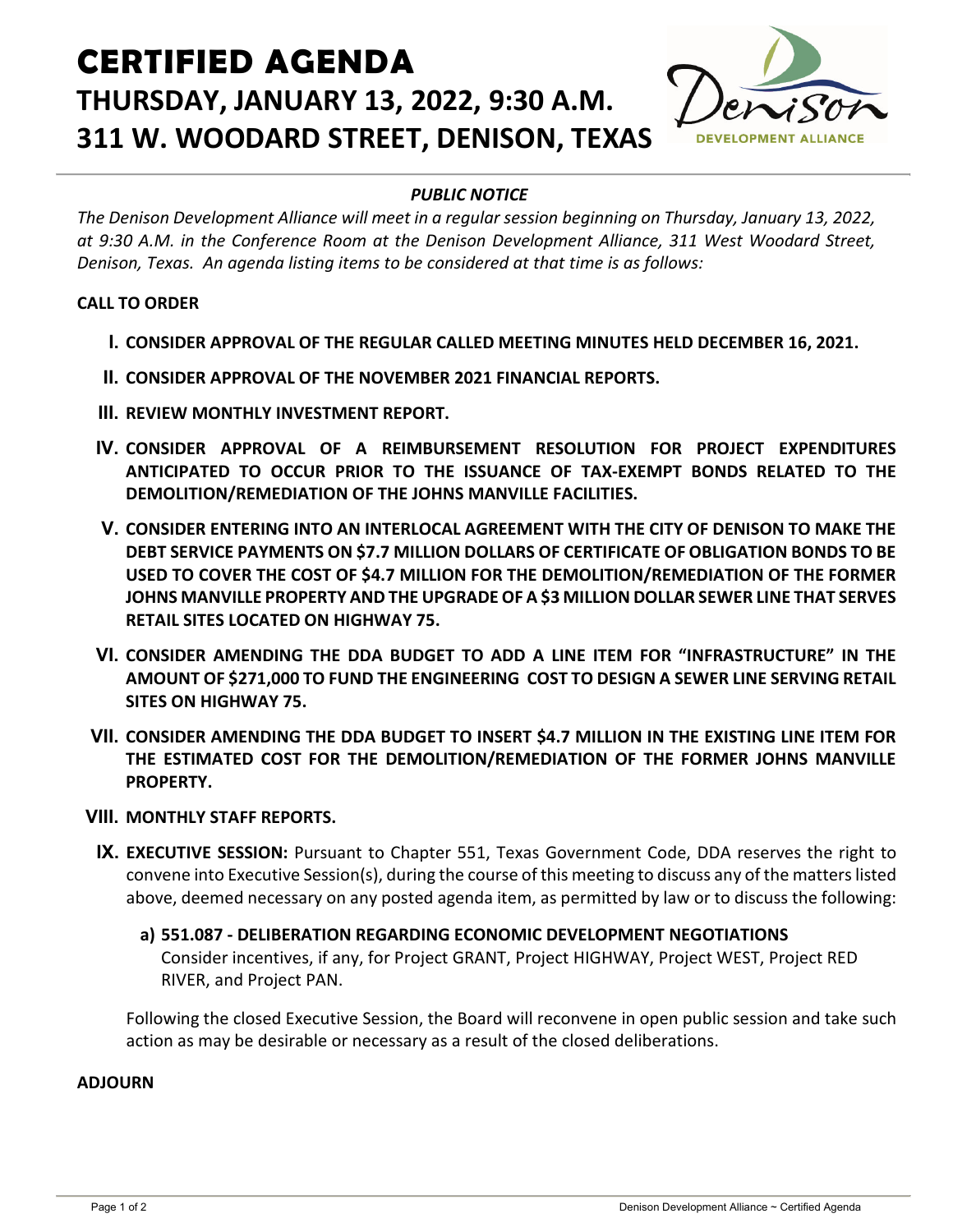# CERTIFIED AGENDA

## THURSDAY, JANUARY 13, 2022, 9:30 A.M.

## 311 W. WOODARD STREET, DENISON, TEXAS

***PUBLIC NOTICE***

*The Denison Development Alliance will meet in a regular session beginning on Thursday, January 13, 2022, at 9:30 A.M. in the Conference Room at the Denison Development Alliance, 311 West Woodard Street, Denison, Texas. An agenda listing items to be considered at that time is as follows:*

**CALL TO ORDER**

- **I. CONSIDER APPROVAL OF THE REGULAR CALLED MEETING MINUTES HELD DECEMBER 16, 2021.**
- **II. CONSIDER APPROVAL OF THE NOVEMBER 2021 FINANCIAL REPORTS.**
- **III. REVIEW MONTHLY INVESTMENT REPORT.**
- **IV. CONSIDER APPROVAL OF A REIMBURSEMENT RESOLUTION FOR PROJECT EXPENDITURES ANTICIPATED TO OCCUR PRIOR TO THE ISSUANCE OF TAX-EXEMPT BONDS RELATED TO THE DEMOLITION/REMEDIATION OF THE JOHNS MANVILLE FACILITIES.**
- **V. CONSIDER ENTERING INTO AN INTERLOCAL AGREEMENT WITH THE CITY OF DENISON TO MAKE THE DEBT SERVICE PAYMENTS ON $7.7 MILLION DOLLARS OF CERTIFICATE OF OBLIGATION BONDS TO BE USED TO COVER THE COST OF $4.7 MILLION FOR THE DEMOLITION/REMEDIATION OF THE FORMER JOHNS MANVILLE PROPERTY AND THE UPGRADE OF A $3 MILLION DOLLAR SEWER LINE THAT SERVES RETAIL SITES LOCATED ON HIGHWAY 75.**
- **VI. CONSIDER AMENDING THE DDA BUDGET TO ADD A LINE ITEM FOR "INFRASTRUCTURE" IN THE AMOUNT OF $271,000 TO FUND THE ENGINEERING COST TO DESIGN A SEWER LINE SERVING RETAIL SITES ON HIGHWAY 75.**
- **VII. CONSIDER AMENDING THE DDA BUDGET TO INSERT $4.7 MILLION IN THE EXISTING LINE ITEM FOR THE ESTIMATED COST FOR THE DEMOLITION/REMEDIATION OF THE FORMER JOHNS MANVILLE PROPERTY.**
- **VIII. MONTHLY STAFF REPORTS.**
- **IX. EXECUTIVE SESSION:** Pursuant to Chapter 551, Texas Government Code, DDA reserves the right to convene into Executive Session(s), during the course of this meeting to discuss any of the matters listed above, deemed necessary on any posted agenda item, as permitted by law or to discuss the following:

  **a) 551.087 - DELIBERATION REGARDING ECONOMIC DEVELOPMENT NEGOTIATIONS**
  Consider incentives, if any, for Project GRANT, Project HIGHWAY, Project WEST, Project RED RIVER, and Project PAN.

  Following the closed Executive Session, the Board will reconvene in open public session and take such action as may be desirable or necessary as a result of the closed deliberations.

**ADJOURN**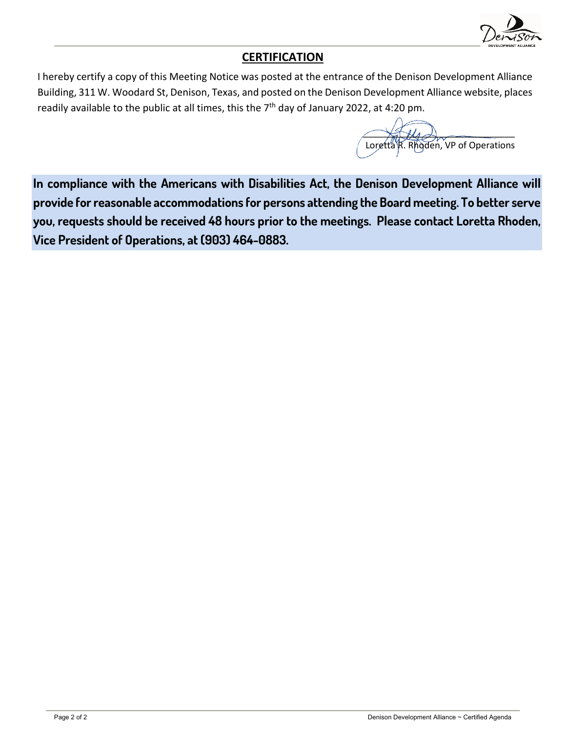## CERTIFICATION

I hereby certify a copy of this Meeting Notice was posted at the entrance of the Denison Development Alliance Building, 311 W. Woodard St, Denison, Texas, and posted on the Denison Development Alliance website, places readily available to the public at all times, this the 7th day of January 2022, at 4:20 pm.

Loretta R. Rhoden, VP of Operations

**In compliance with the Americans with Disabilities Act, the Denison Development Alliance will provide for reasonable accommodations for persons attending the Board meeting. To better serve you, requests should be received 48 hours prior to the meetings. Please contact Loretta Rhoden, Vice President of Operations, at (903) 464-0883.**